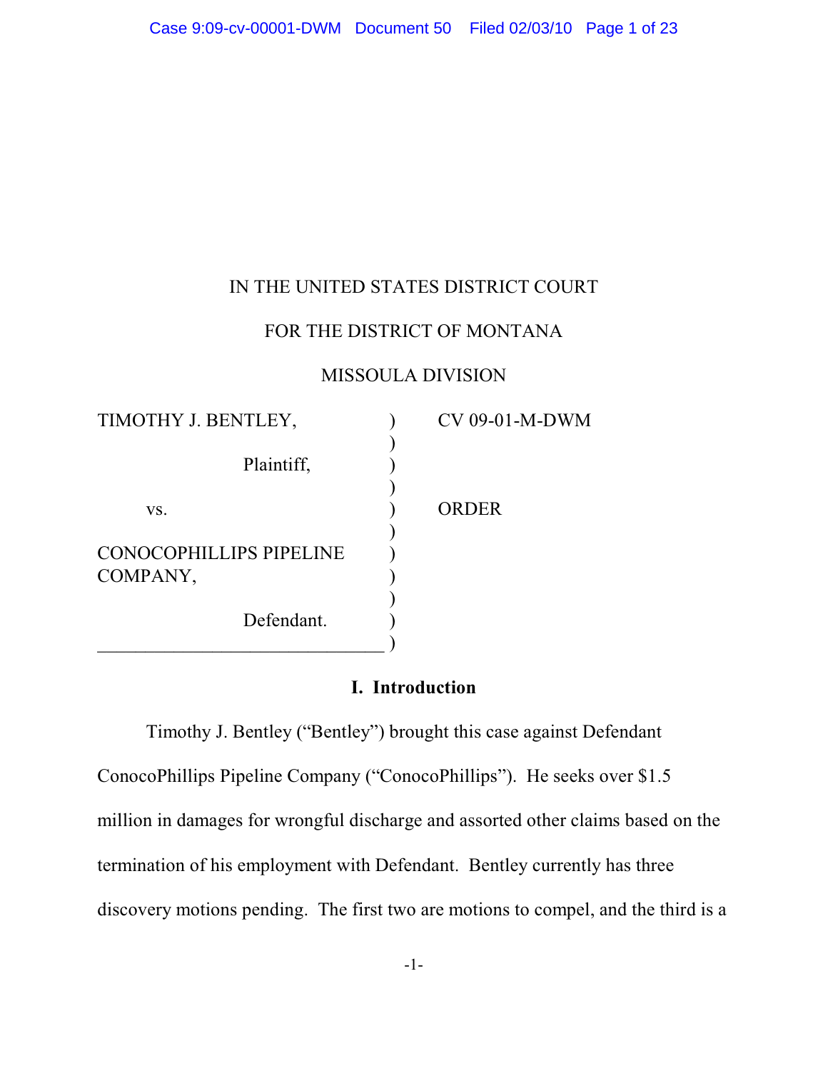IN THE UNITED STATES DISTRICT COURT

FOR THE DISTRICT OF MONTANA

MISSOULA DIVISION

| | | |
|---|---|---|
| TIMOTHY J. BENTLEY,<br><br>Plaintiff,<br><br>vs.<br><br>CONOCOPHILLIPS PIPELINE COMPANY,<br><br>Defendant. | ) | CV 09-01-M-DWM<br><br>ORDER |

## I. Introduction

Timothy J. Bentley ("Bentley") brought this case against Defendant ConocoPhillips Pipeline Company ("ConocoPhillips"). He seeks over $1.5 million in damages for wrongful discharge and assorted other claims based on the termination of his employment with Defendant. Bentley currently has three discovery motions pending. The first two are motions to compel, and the third is a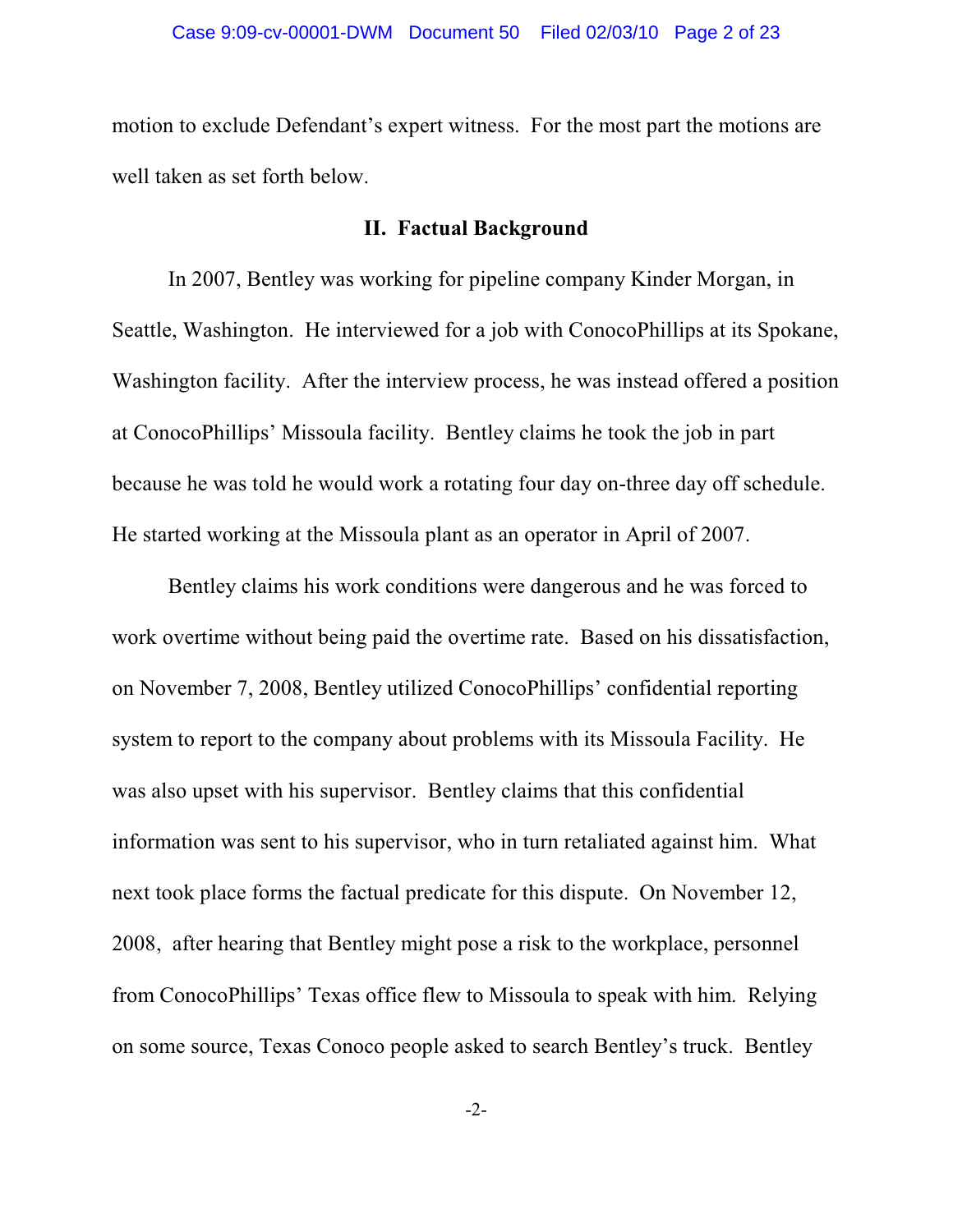motion to exclude Defendant's expert witness. For the most part the motions are well taken as set forth below.

## II. Factual Background

In 2007, Bentley was working for pipeline company Kinder Morgan, in Seattle, Washington. He interviewed for a job with ConocoPhillips at its Spokane, Washington facility. After the interview process, he was instead offered a position at ConocoPhillips' Missoula facility. Bentley claims he took the job in part because he was told he would work a rotating four day on-three day off schedule. He started working at the Missoula plant as an operator in April of 2007.

Bentley claims his work conditions were dangerous and he was forced to work overtime without being paid the overtime rate. Based on his dissatisfaction, on November 7, 2008, Bentley utilized ConocoPhillips' confidential reporting system to report to the company about problems with its Missoula Facility. He was also upset with his supervisor. Bentley claims that this confidential information was sent to his supervisor, who in turn retaliated against him. What next took place forms the factual predicate for this dispute. On November 12, 2008, after hearing that Bentley might pose a risk to the workplace, personnel from ConocoPhillips' Texas office flew to Missoula to speak with him. Relying on some source, Texas Conoco people asked to search Bentley's truck. Bentley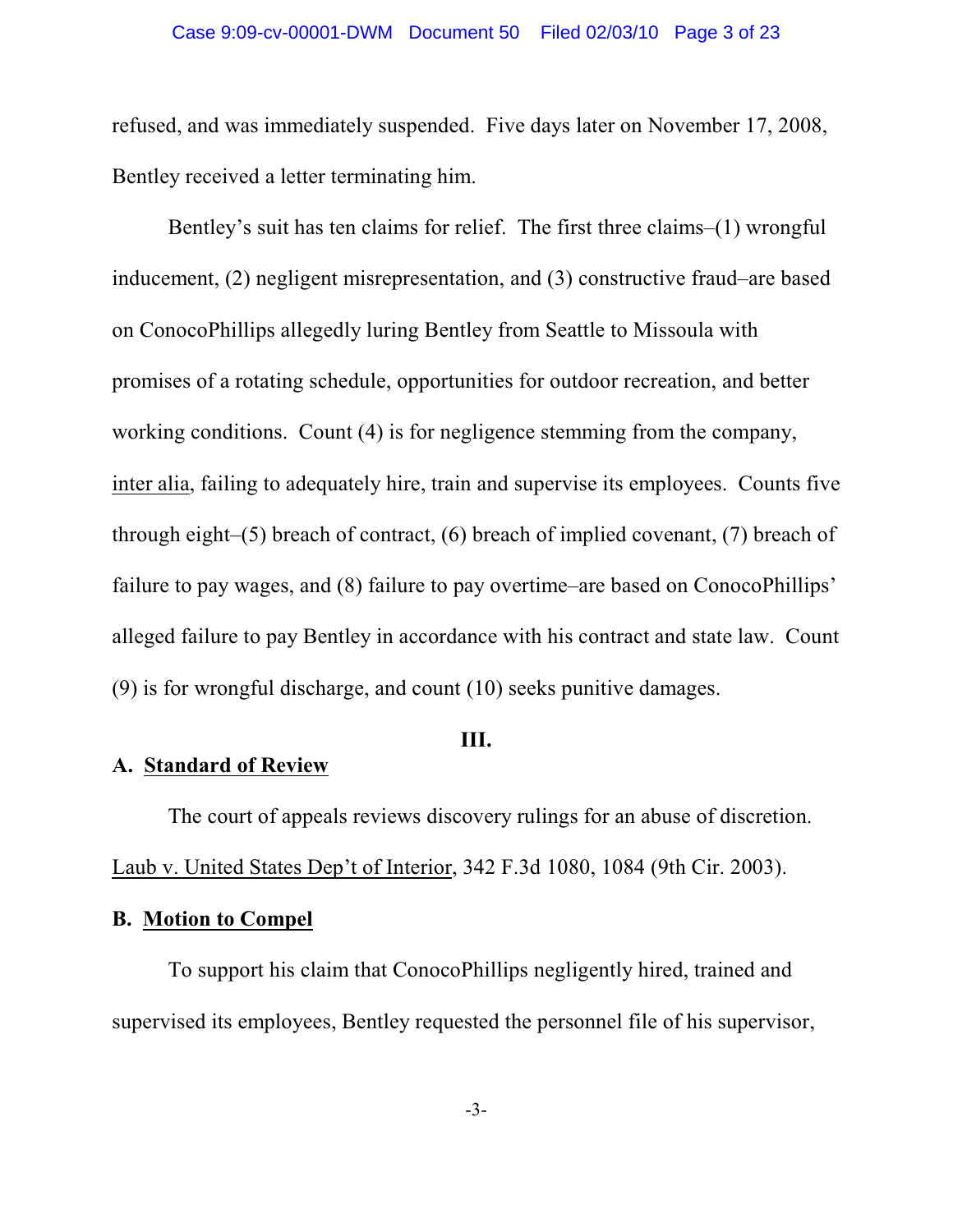refused, and was immediately suspended. Five days later on November 17, 2008, Bentley received a letter terminating him.

Bentley's suit has ten claims for relief. The first three claims–(1) wrongful inducement, (2) negligent misrepresentation, and (3) constructive fraud–are based on ConocoPhillips allegedly luring Bentley from Seattle to Missoula with promises of a rotating schedule, opportunities for outdoor recreation, and better working conditions. Count (4) is for negligence stemming from the company, inter alia, failing to adequately hire, train and supervise its employees. Counts five through eight–(5) breach of contract, (6) breach of implied covenant, (7) breach of failure to pay wages, and (8) failure to pay overtime–are based on ConocoPhillips' alleged failure to pay Bentley in accordance with his contract and state law. Count (9) is for wrongful discharge, and count (10) seeks punitive damages.

## III.

### A. Standard of Review

The court of appeals reviews discovery rulings for an abuse of discretion. Laub v. United States Dep't of Interior, 342 F.3d 1080, 1084 (9th Cir. 2003).

### B. Motion to Compel

To support his claim that ConocoPhillips negligently hired, trained and supervised its employees, Bentley requested the personnel file of his supervisor,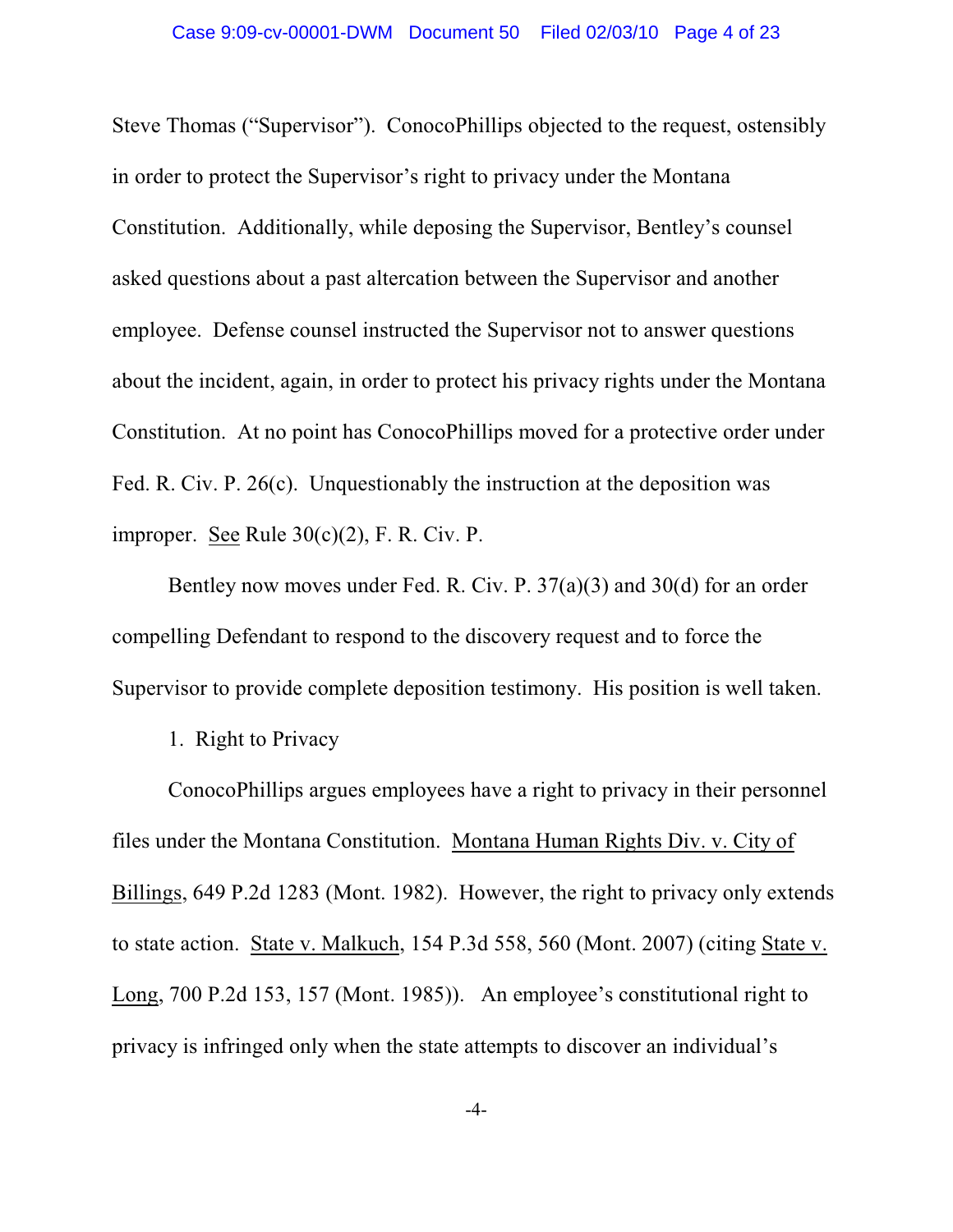Steve Thomas ("Supervisor"). ConocoPhillips objected to the request, ostensibly in order to protect the Supervisor's right to privacy under the Montana Constitution. Additionally, while deposing the Supervisor, Bentley's counsel asked questions about a past altercation between the Supervisor and another employee. Defense counsel instructed the Supervisor not to answer questions about the incident, again, in order to protect his privacy rights under the Montana Constitution. At no point has ConocoPhillips moved for a protective order under Fed. R. Civ. P. 26(c). Unquestionably the instruction at the deposition was improper. See Rule 30(c)(2), F. R. Civ. P.

Bentley now moves under Fed. R. Civ. P. 37(a)(3) and 30(d) for an order compelling Defendant to respond to the discovery request and to force the Supervisor to provide complete deposition testimony. His position is well taken.

1. Right to Privacy

ConocoPhillips argues employees have a right to privacy in their personnel files under the Montana Constitution. Montana Human Rights Div. v. City of Billings, 649 P.2d 1283 (Mont. 1982). However, the right to privacy only extends to state action. State v. Malkuch, 154 P.3d 558, 560 (Mont. 2007) (citing State v. Long, 700 P.2d 153, 157 (Mont. 1985)). An employee's constitutional right to privacy is infringed only when the state attempts to discover an individual's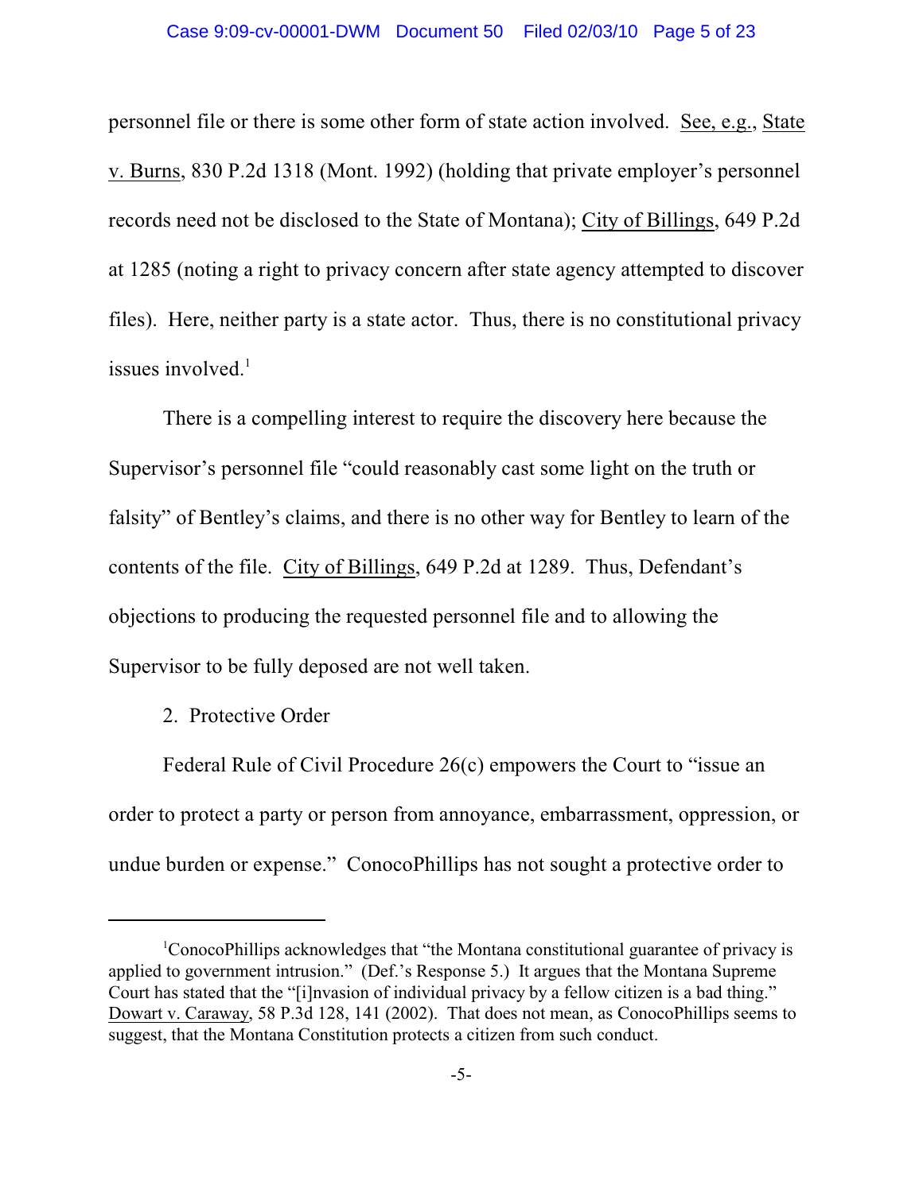personnel file or there is some other form of state action involved. See, e.g., State v. Burns, 830 P.2d 1318 (Mont. 1992) (holding that private employer's personnel records need not be disclosed to the State of Montana); City of Billings, 649 P.2d at 1285 (noting a right to privacy concern after state agency attempted to discover files). Here, neither party is a state actor. Thus, there is no constitutional privacy issues involved.[1]

There is a compelling interest to require the discovery here because the Supervisor's personnel file "could reasonably cast some light on the truth or falsity" of Bentley's claims, and there is no other way for Bentley to learn of the contents of the file. City of Billings, 649 P.2d at 1289. Thus, Defendant's objections to producing the requested personnel file and to allowing the Supervisor to be fully deposed are not well taken.

2. Protective Order

Federal Rule of Civil Procedure 26(c) empowers the Court to "issue an order to protect a party or person from annoyance, embarrassment, oppression, or undue burden or expense." ConocoPhillips has not sought a protective order to

---

[1]ConocoPhillips acknowledges that "the Montana constitutional guarantee of privacy is applied to government intrusion." (Def.'s Response 5.) It argues that the Montana Supreme Court has stated that the "[i]nvasion of individual privacy by a fellow citizen is a bad thing." Dowart v. Caraway, 58 P.3d 128, 141 (2002). That does not mean, as ConocoPhillips seems to suggest, that the Montana Constitution protects a citizen from such conduct.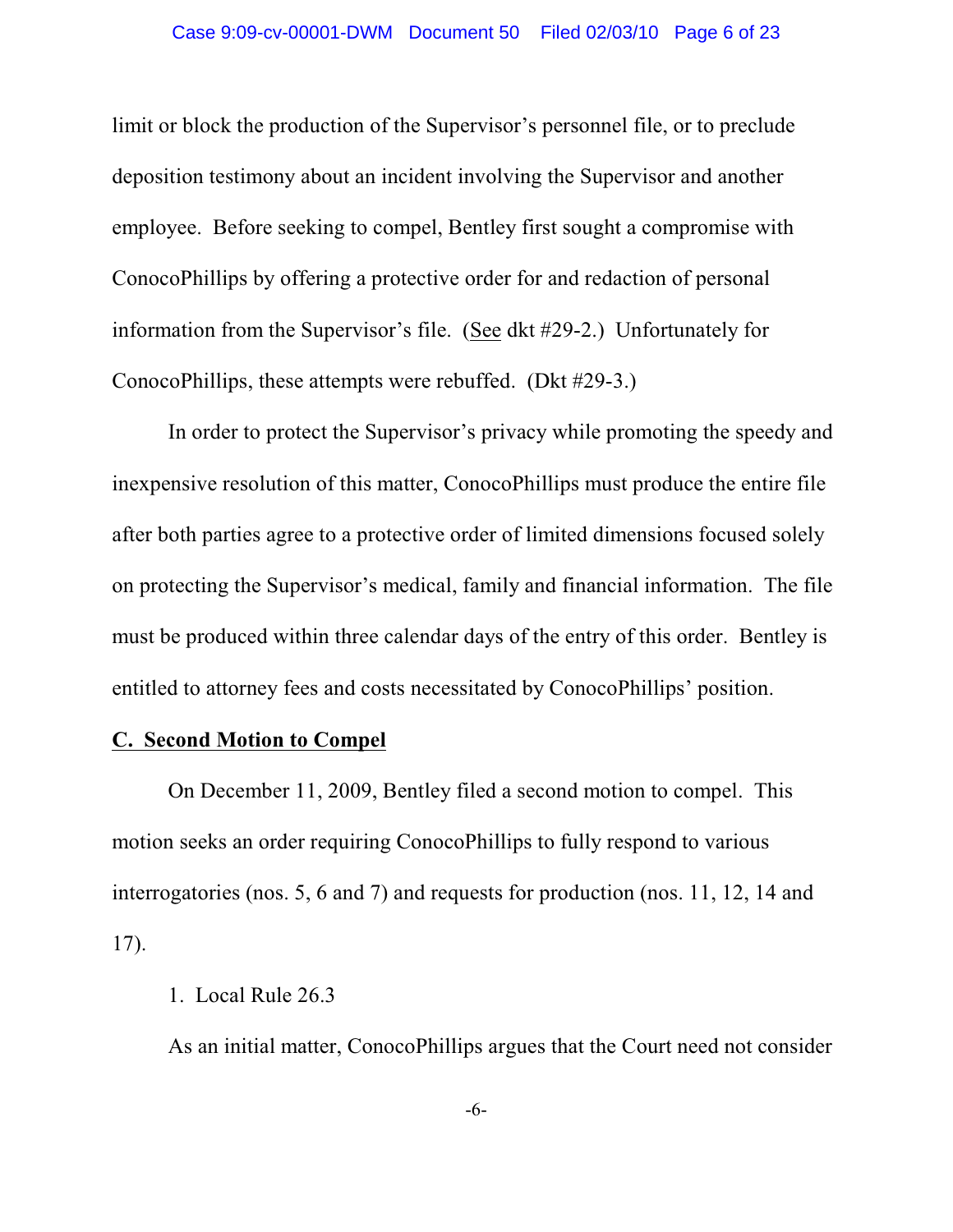limit or block the production of the Supervisor's personnel file, or to preclude deposition testimony about an incident involving the Supervisor and another employee. Before seeking to compel, Bentley first sought a compromise with ConocoPhillips by offering a protective order for and redaction of personal information from the Supervisor's file. (See dkt #29-2.) Unfortunately for ConocoPhillips, these attempts were rebuffed. (Dkt #29-3.)

In order to protect the Supervisor's privacy while promoting the speedy and inexpensive resolution of this matter, ConocoPhillips must produce the entire file after both parties agree to a protective order of limited dimensions focused solely on protecting the Supervisor's medical, family and financial information. The file must be produced within three calendar days of the entry of this order. Bentley is entitled to attorney fees and costs necessitated by ConocoPhillips' position.

**C. Second Motion to Compel**

On December 11, 2009, Bentley filed a second motion to compel. This motion seeks an order requiring ConocoPhillips to fully respond to various interrogatories (nos. 5, 6 and 7) and requests for production (nos. 11, 12, 14 and 17).

1. Local Rule 26.3

As an initial matter, ConocoPhillips argues that the Court need not consider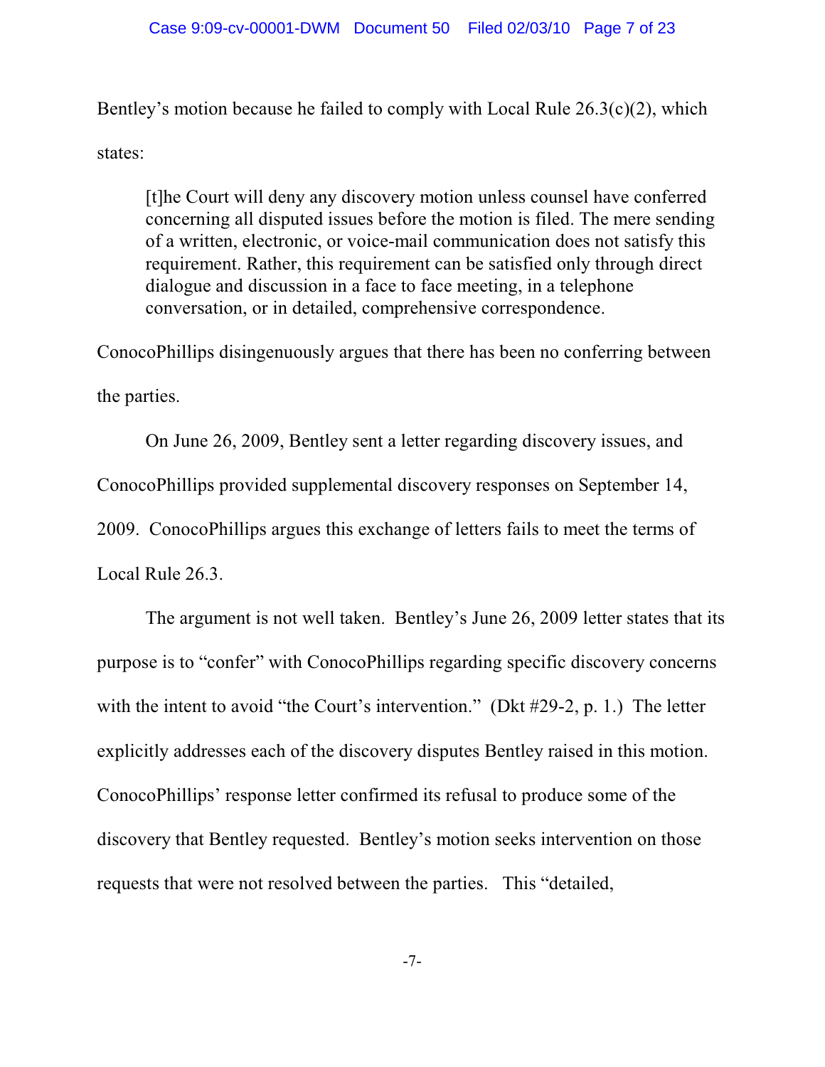Bentley's motion because he failed to comply with Local Rule 26.3(c)(2), which states:

> [t]he Court will deny any discovery motion unless counsel have conferred concerning all disputed issues before the motion is filed. The mere sending of a written, electronic, or voice-mail communication does not satisfy this requirement. Rather, this requirement can be satisfied only through direct dialogue and discussion in a face to face meeting, in a telephone conversation, or in detailed, comprehensive correspondence.

ConocoPhillips disingenuously argues that there has been no conferring between the parties.

On June 26, 2009, Bentley sent a letter regarding discovery issues, and ConocoPhillips provided supplemental discovery responses on September 14, 2009. ConocoPhillips argues this exchange of letters fails to meet the terms of Local Rule 26.3.

The argument is not well taken. Bentley's June 26, 2009 letter states that its purpose is to "confer" with ConocoPhillips regarding specific discovery concerns with the intent to avoid "the Court's intervention." (Dkt #29-2, p. 1.) The letter explicitly addresses each of the discovery disputes Bentley raised in this motion. ConocoPhillips' response letter confirmed its refusal to produce some of the discovery that Bentley requested. Bentley's motion seeks intervention on those requests that were not resolved between the parties. This "detailed,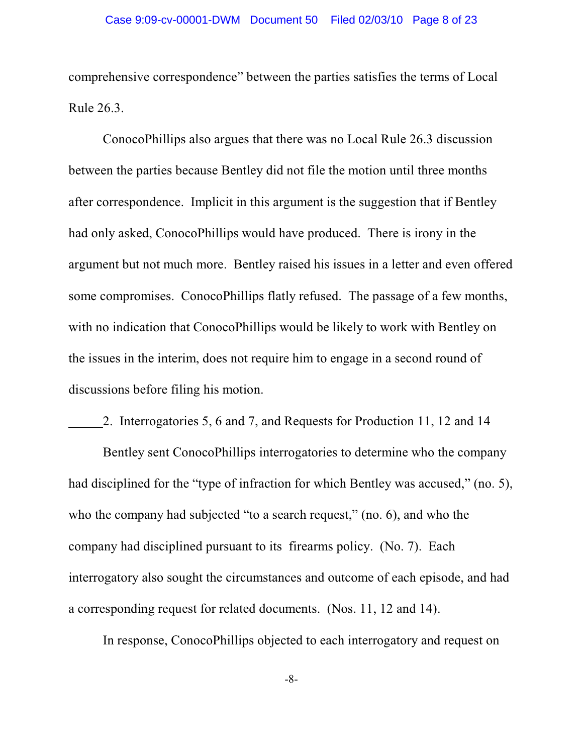comprehensive correspondence" between the parties satisfies the terms of Local Rule 26.3.

ConocoPhillips also argues that there was no Local Rule 26.3 discussion between the parties because Bentley did not file the motion until three months after correspondence. Implicit in this argument is the suggestion that if Bentley had only asked, ConocoPhillips would have produced. There is irony in the argument but not much more. Bentley raised his issues in a letter and even offered some compromises. ConocoPhillips flatly refused. The passage of a few months, with no indication that ConocoPhillips would be likely to work with Bentley on the issues in the interim, does not require him to engage in a second round of discussions before filing his motion.

2. Interrogatories 5, 6 and 7, and Requests for Production 11, 12 and 14

Bentley sent ConocoPhillips interrogatories to determine who the company had disciplined for the "type of infraction for which Bentley was accused," (no. 5), who the company had subjected "to a search request," (no. 6), and who the company had disciplined pursuant to its firearms policy. (No. 7). Each interrogatory also sought the circumstances and outcome of each episode, and had a corresponding request for related documents. (Nos. 11, 12 and 14).

In response, ConocoPhillips objected to each interrogatory and request on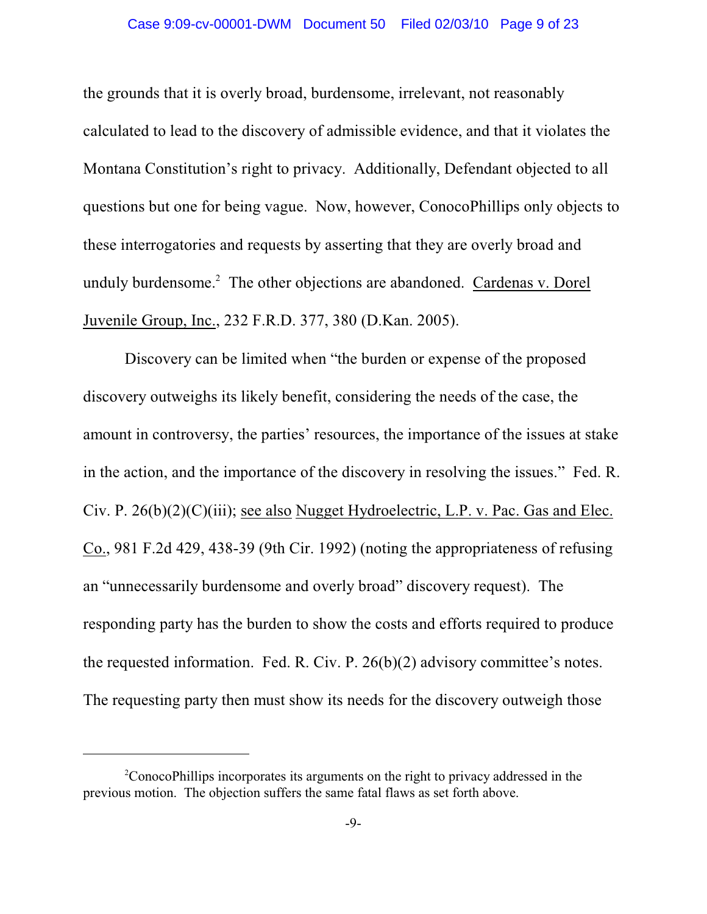the grounds that it is overly broad, burdensome, irrelevant, not reasonably calculated to lead to the discovery of admissible evidence, and that it violates the Montana Constitution's right to privacy. Additionally, Defendant objected to all questions but one for being vague. Now, however, ConocoPhillips only objects to these interrogatories and requests by asserting that they are overly broad and unduly burdensome.[2] The other objections are abandoned. Cardenas v. Dorel Juvenile Group, Inc., 232 F.R.D. 377, 380 (D.Kan. 2005).

Discovery can be limited when "the burden or expense of the proposed discovery outweighs its likely benefit, considering the needs of the case, the amount in controversy, the parties' resources, the importance of the issues at stake in the action, and the importance of the discovery in resolving the issues." Fed. R. Civ. P. 26(b)(2)(C)(iii); see also Nugget Hydroelectric, L.P. v. Pac. Gas and Elec. Co., 981 F.2d 429, 438-39 (9th Cir. 1992) (noting the appropriateness of refusing an "unnecessarily burdensome and overly broad" discovery request). The responding party has the burden to show the costs and efforts required to produce the requested information. Fed. R. Civ. P. 26(b)(2) advisory committee's notes. The requesting party then must show its needs for the discovery outweigh those

---

[2] ConocoPhillips incorporates its arguments on the right to privacy addressed in the previous motion. The objection suffers the same fatal flaws as set forth above.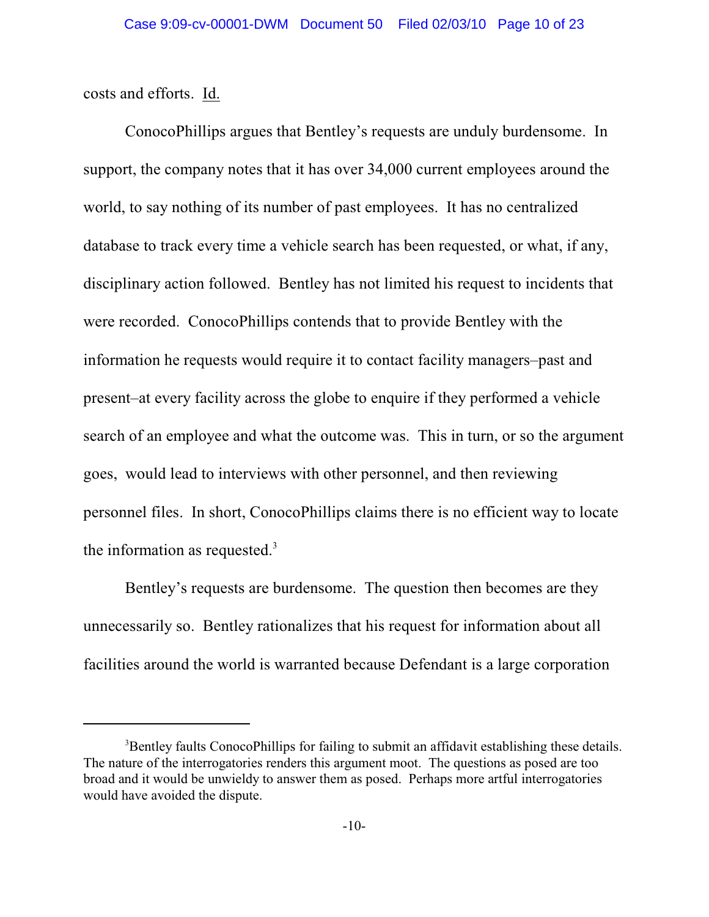costs and efforts. Id.

ConocoPhillips argues that Bentley's requests are unduly burdensome. In support, the company notes that it has over 34,000 current employees around the world, to say nothing of its number of past employees. It has no centralized database to track every time a vehicle search has been requested, or what, if any, disciplinary action followed. Bentley has not limited his request to incidents that were recorded. ConocoPhillips contends that to provide Bentley with the information he requests would require it to contact facility managers–past and present–at every facility across the globe to enquire if they performed a vehicle search of an employee and what the outcome was. This in turn, or so the argument goes, would lead to interviews with other personnel, and then reviewing personnel files. In short, ConocoPhillips claims there is no efficient way to locate the information as requested.[3]

Bentley's requests are burdensome. The question then becomes are they unnecessarily so. Bentley rationalizes that his request for information about all facilities around the world is warranted because Defendant is a large corporation

[3] Bentley faults ConocoPhillips for failing to submit an affidavit establishing these details. The nature of the interrogatories renders this argument moot. The questions as posed are too broad and it would be unwieldy to answer them as posed. Perhaps more artful interrogatories would have avoided the dispute.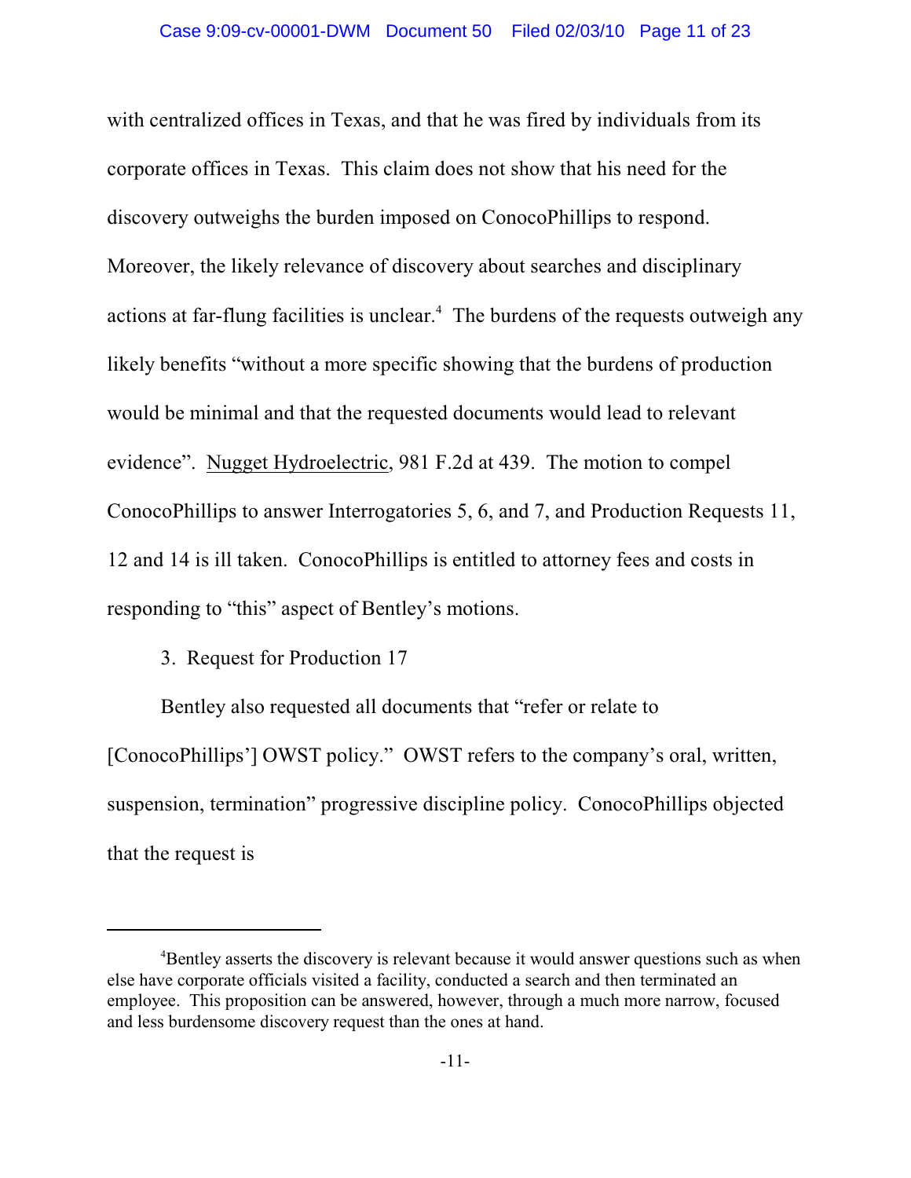with centralized offices in Texas, and that he was fired by individuals from its corporate offices in Texas. This claim does not show that his need for the discovery outweighs the burden imposed on ConocoPhillips to respond. Moreover, the likely relevance of discovery about searches and disciplinary actions at far-flung facilities is unclear.[4] The burdens of the requests outweigh any likely benefits "without a more specific showing that the burdens of production would be minimal and that the requested documents would lead to relevant evidence". Nugget Hydroelectric, 981 F.2d at 439. The motion to compel ConocoPhillips to answer Interrogatories 5, 6, and 7, and Production Requests 11, 12 and 14 is ill taken. ConocoPhillips is entitled to attorney fees and costs in responding to "this" aspect of Bentley's motions.

3. Request for Production 17

Bentley also requested all documents that "refer or relate to [ConocoPhillips'] OWST policy." OWST refers to the company's oral, written, suspension, termination" progressive discipline policy. ConocoPhillips objected that the request is

---

[4]Bentley asserts the discovery is relevant because it would answer questions such as when else have corporate officials visited a facility, conducted a search and then terminated an employee. This proposition can be answered, however, through a much more narrow, focused and less burdensome discovery request than the ones at hand.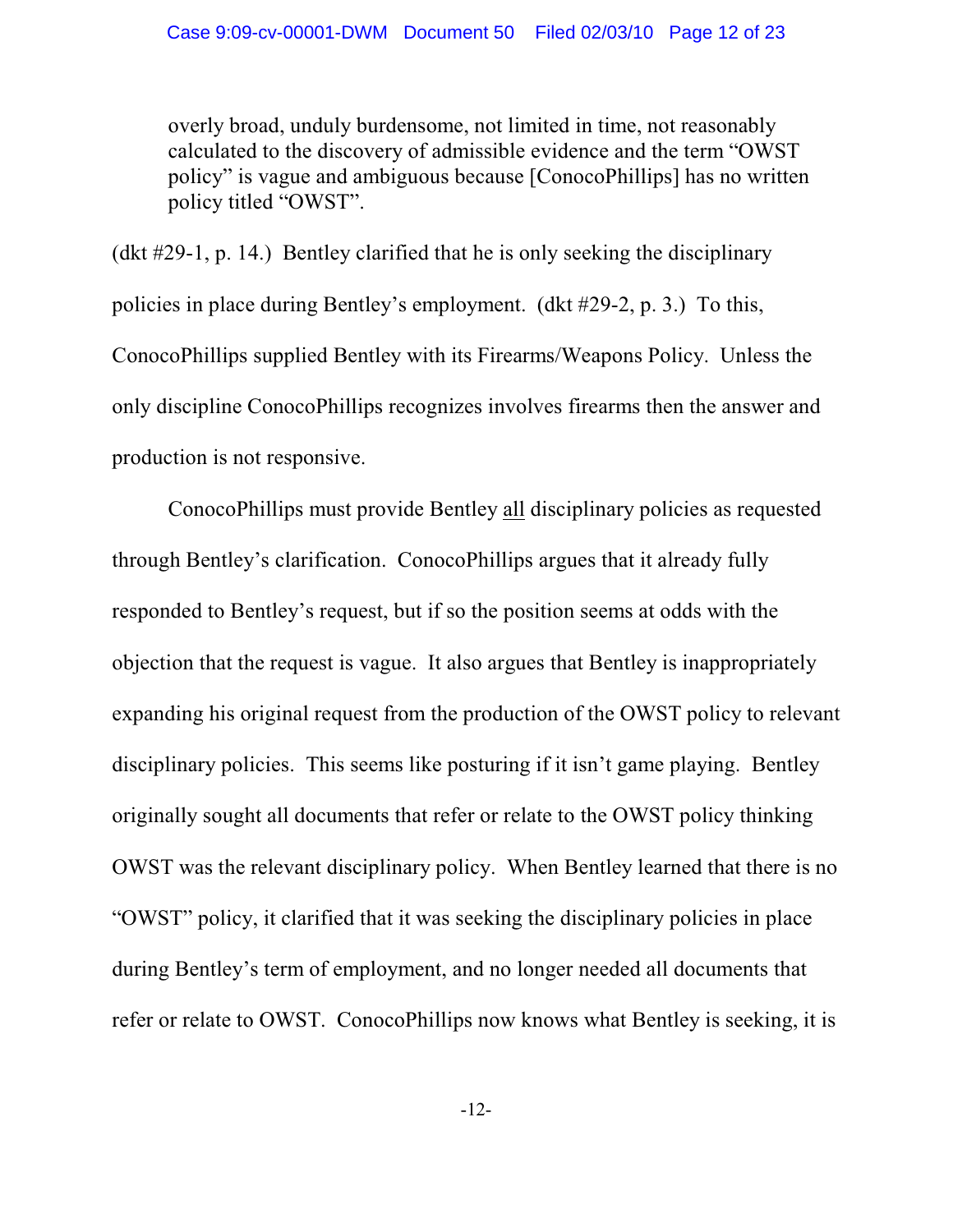> overly broad, unduly burdensome, not limited in time, not reasonably calculated to the discovery of admissible evidence and the term "OWST policy" is vague and ambiguous because [ConocoPhillips] has no written policy titled "OWST".

(dkt #29-1, p. 14.) Bentley clarified that he is only seeking the disciplinary policies in place during Bentley's employment. (dkt #29-2, p. 3.) To this, ConocoPhillips supplied Bentley with its Firearms/Weapons Policy. Unless the only discipline ConocoPhillips recognizes involves firearms then the answer and production is not responsive.

ConocoPhillips must provide Bentley all disciplinary policies as requested through Bentley's clarification. ConocoPhillips argues that it already fully responded to Bentley's request, but if so the position seems at odds with the objection that the request is vague. It also argues that Bentley is inappropriately expanding his original request from the production of the OWST policy to relevant disciplinary policies. This seems like posturing if it isn't game playing. Bentley originally sought all documents that refer or relate to the OWST policy thinking OWST was the relevant disciplinary policy. When Bentley learned that there is no "OWST" policy, it clarified that it was seeking the disciplinary policies in place during Bentley's term of employment, and no longer needed all documents that refer or relate to OWST. ConocoPhillips now knows what Bentley is seeking, it is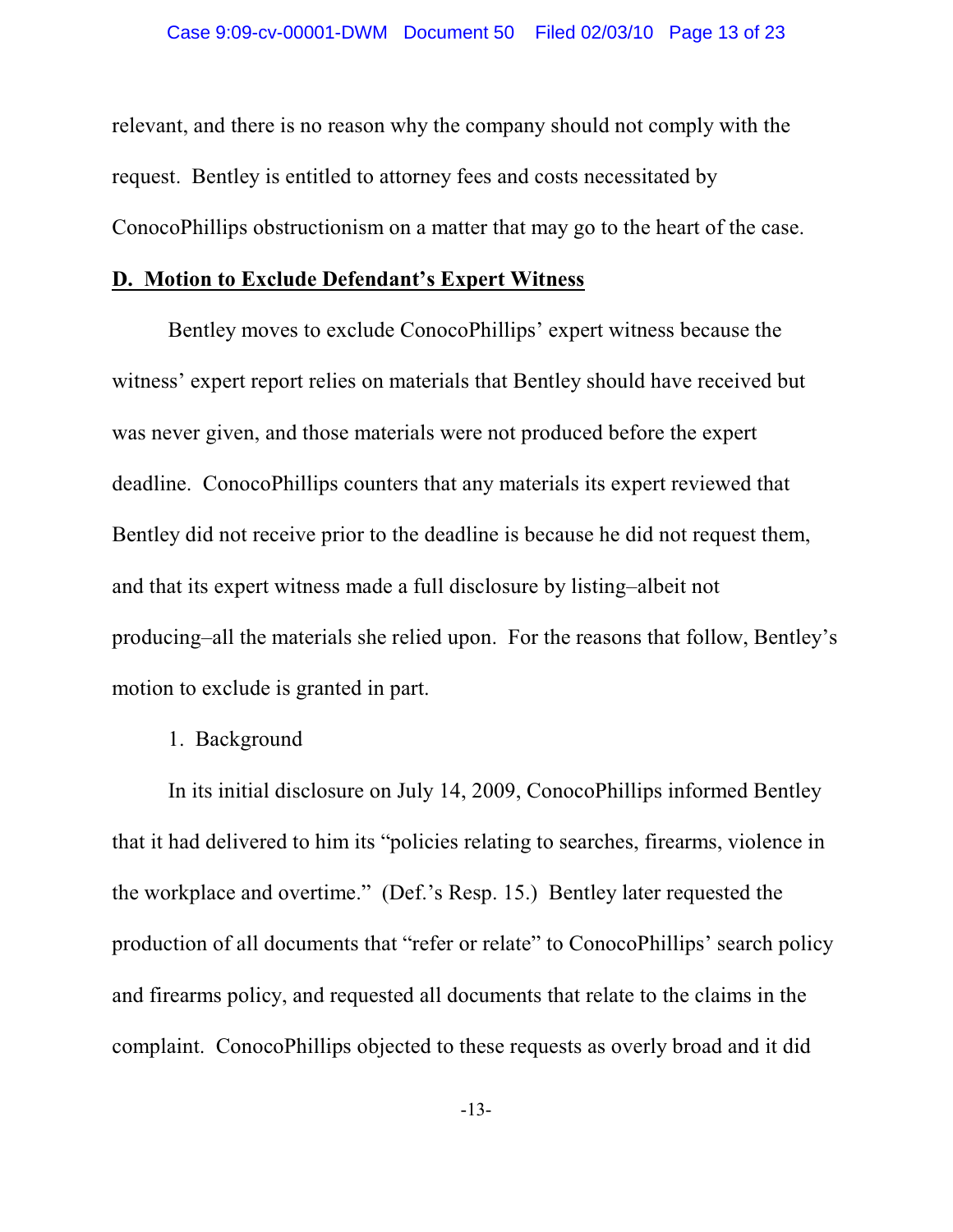relevant, and there is no reason why the company should not comply with the request. Bentley is entitled to attorney fees and costs necessitated by ConocoPhillips obstructionism on a matter that may go to the heart of the case.

**D. Motion to Exclude Defendant's Expert Witness**

Bentley moves to exclude ConocoPhillips' expert witness because the witness' expert report relies on materials that Bentley should have received but was never given, and those materials were not produced before the expert deadline. ConocoPhillips counters that any materials its expert reviewed that Bentley did not receive prior to the deadline is because he did not request them, and that its expert witness made a full disclosure by listing–albeit not producing–all the materials she relied upon. For the reasons that follow, Bentley's motion to exclude is granted in part.

1. Background

In its initial disclosure on July 14, 2009, ConocoPhillips informed Bentley that it had delivered to him its "policies relating to searches, firearms, violence in the workplace and overtime." (Def.'s Resp. 15.) Bentley later requested the production of all documents that "refer or relate" to ConocoPhillips' search policy and firearms policy, and requested all documents that relate to the claims in the complaint. ConocoPhillips objected to these requests as overly broad and it did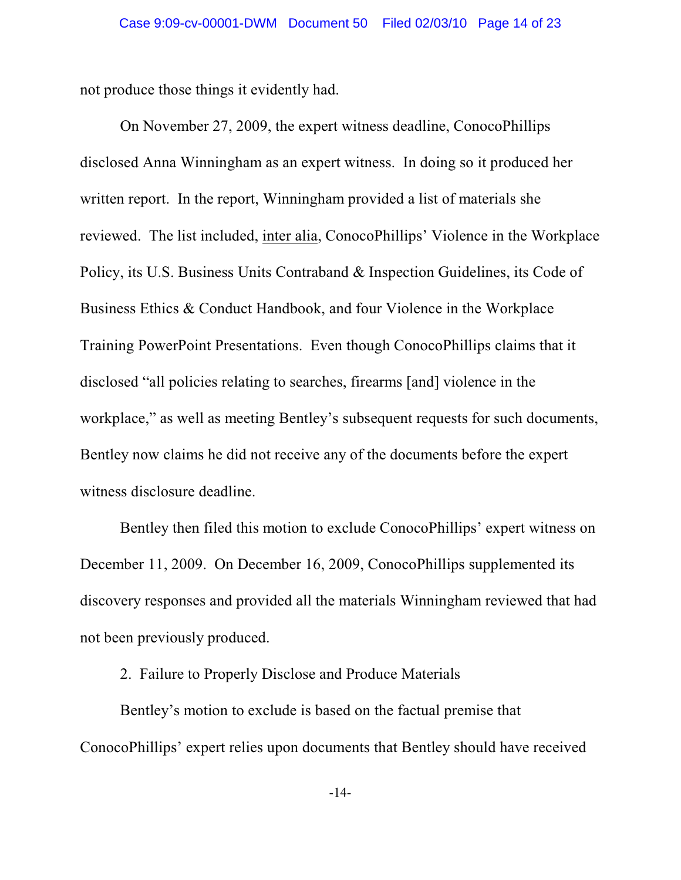not produce those things it evidently had.

On November 27, 2009, the expert witness deadline, ConocoPhillips disclosed Anna Winningham as an expert witness. In doing so it produced her written report. In the report, Winningham provided a list of materials she reviewed. The list included, inter alia, ConocoPhillips' Violence in the Workplace Policy, its U.S. Business Units Contraband & Inspection Guidelines, its Code of Business Ethics & Conduct Handbook, and four Violence in the Workplace Training PowerPoint Presentations. Even though ConocoPhillips claims that it disclosed "all policies relating to searches, firearms [and] violence in the workplace," as well as meeting Bentley's subsequent requests for such documents, Bentley now claims he did not receive any of the documents before the expert witness disclosure deadline.

Bentley then filed this motion to exclude ConocoPhillips' expert witness on December 11, 2009. On December 16, 2009, ConocoPhillips supplemented its discovery responses and provided all the materials Winningham reviewed that had not been previously produced.

2. Failure to Properly Disclose and Produce Materials

Bentley's motion to exclude is based on the factual premise that ConocoPhillips' expert relies upon documents that Bentley should have received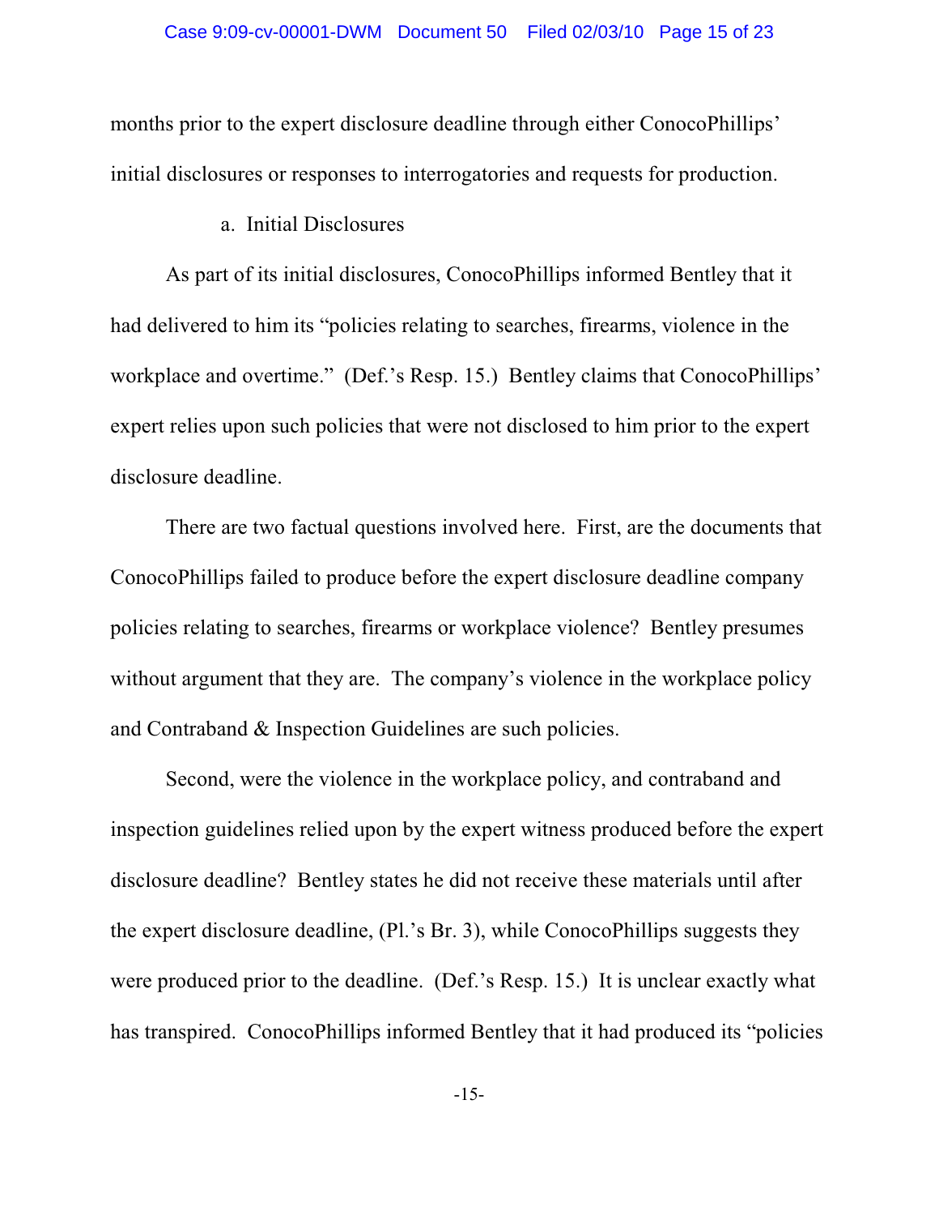months prior to the expert disclosure deadline through either ConocoPhillips' initial disclosures or responses to interrogatories and requests for production.

a. Initial Disclosures

As part of its initial disclosures, ConocoPhillips informed Bentley that it had delivered to him its "policies relating to searches, firearms, violence in the workplace and overtime." (Def.'s Resp. 15.) Bentley claims that ConocoPhillips' expert relies upon such policies that were not disclosed to him prior to the expert disclosure deadline.

There are two factual questions involved here. First, are the documents that ConocoPhillips failed to produce before the expert disclosure deadline company policies relating to searches, firearms or workplace violence? Bentley presumes without argument that they are. The company's violence in the workplace policy and Contraband & Inspection Guidelines are such policies.

Second, were the violence in the workplace policy, and contraband and inspection guidelines relied upon by the expert witness produced before the expert disclosure deadline? Bentley states he did not receive these materials until after the expert disclosure deadline, (Pl.'s Br. 3), while ConocoPhillips suggests they were produced prior to the deadline. (Def.'s Resp. 15.) It is unclear exactly what has transpired. ConocoPhillips informed Bentley that it had produced its "policies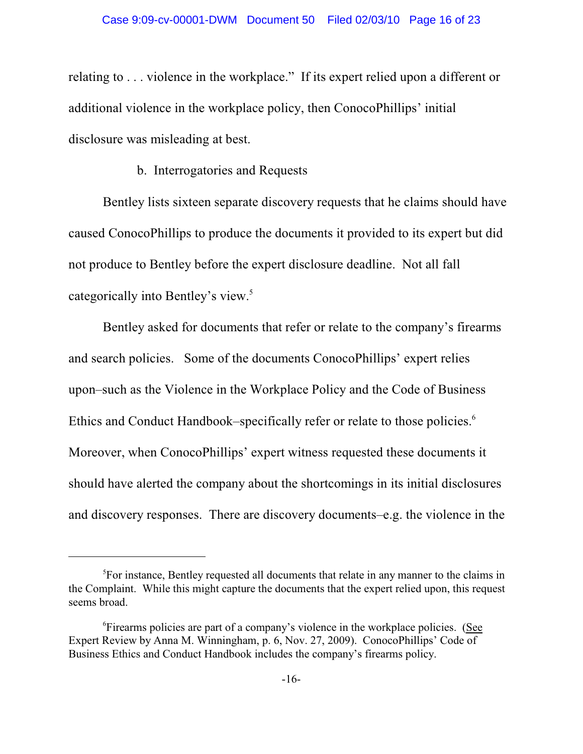relating to . . . violence in the workplace." If its expert relied upon a different or additional violence in the workplace policy, then ConocoPhillips' initial disclosure was misleading at best.

b. Interrogatories and Requests

Bentley lists sixteen separate discovery requests that he claims should have caused ConocoPhillips to produce the documents it provided to its expert but did not produce to Bentley before the expert disclosure deadline. Not all fall categorically into Bentley's view.[5]

Bentley asked for documents that refer or relate to the company's firearms and search policies. Some of the documents ConocoPhillips' expert relies upon–such as the Violence in the Workplace Policy and the Code of Business Ethics and Conduct Handbook–specifically refer or relate to those policies.[6] Moreover, when ConocoPhillips' expert witness requested these documents it should have alerted the company about the shortcomings in its initial disclosures and discovery responses. There are discovery documents–e.g. the violence in the

---

[5]For instance, Bentley requested all documents that relate in any manner to the claims in the Complaint. While this might capture the documents that the expert relied upon, this request seems broad.

[6]Firearms policies are part of a company's violence in the workplace policies. (See Expert Review by Anna M. Winningham, p. 6, Nov. 27, 2009). ConocoPhillips' Code of Business Ethics and Conduct Handbook includes the company's firearms policy.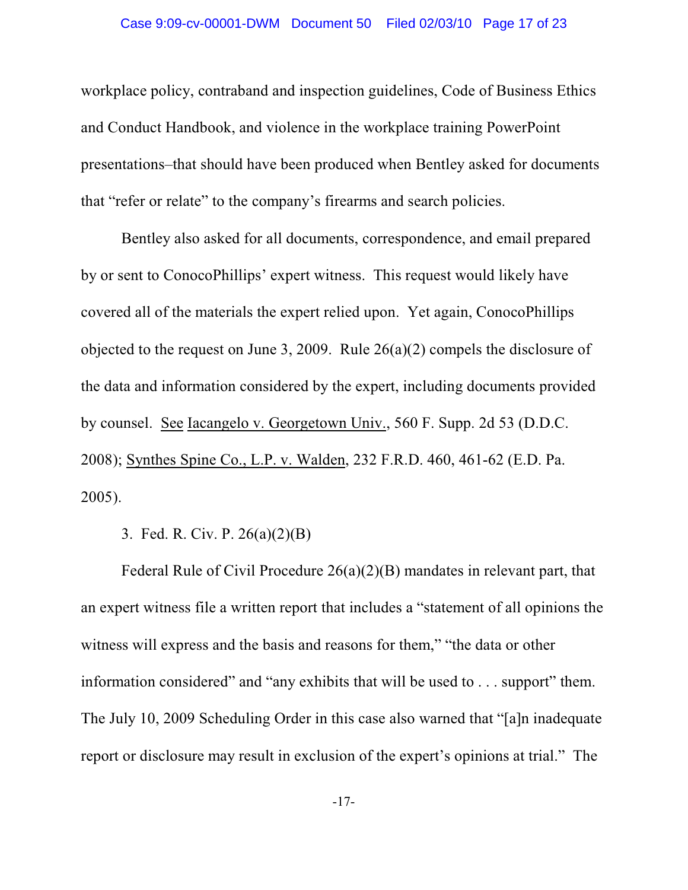workplace policy, contraband and inspection guidelines, Code of Business Ethics and Conduct Handbook, and violence in the workplace training PowerPoint presentations–that should have been produced when Bentley asked for documents that "refer or relate" to the company's firearms and search policies.

Bentley also asked for all documents, correspondence, and email prepared by or sent to ConocoPhillips' expert witness. This request would likely have covered all of the materials the expert relied upon. Yet again, ConocoPhillips objected to the request on June 3, 2009. Rule 26(a)(2) compels the disclosure of the data and information considered by the expert, including documents provided by counsel. See Iacangelo v. Georgetown Univ., 560 F. Supp. 2d 53 (D.D.C. 2008); Synthes Spine Co., L.P. v. Walden, 232 F.R.D. 460, 461-62 (E.D. Pa. 2005).

3. Fed. R. Civ. P. 26(a)(2)(B)

Federal Rule of Civil Procedure 26(a)(2)(B) mandates in relevant part, that an expert witness file a written report that includes a "statement of all opinions the witness will express and the basis and reasons for them," "the data or other information considered" and "any exhibits that will be used to . . . support" them. The July 10, 2009 Scheduling Order in this case also warned that "[a]n inadequate report or disclosure may result in exclusion of the expert's opinions at trial." The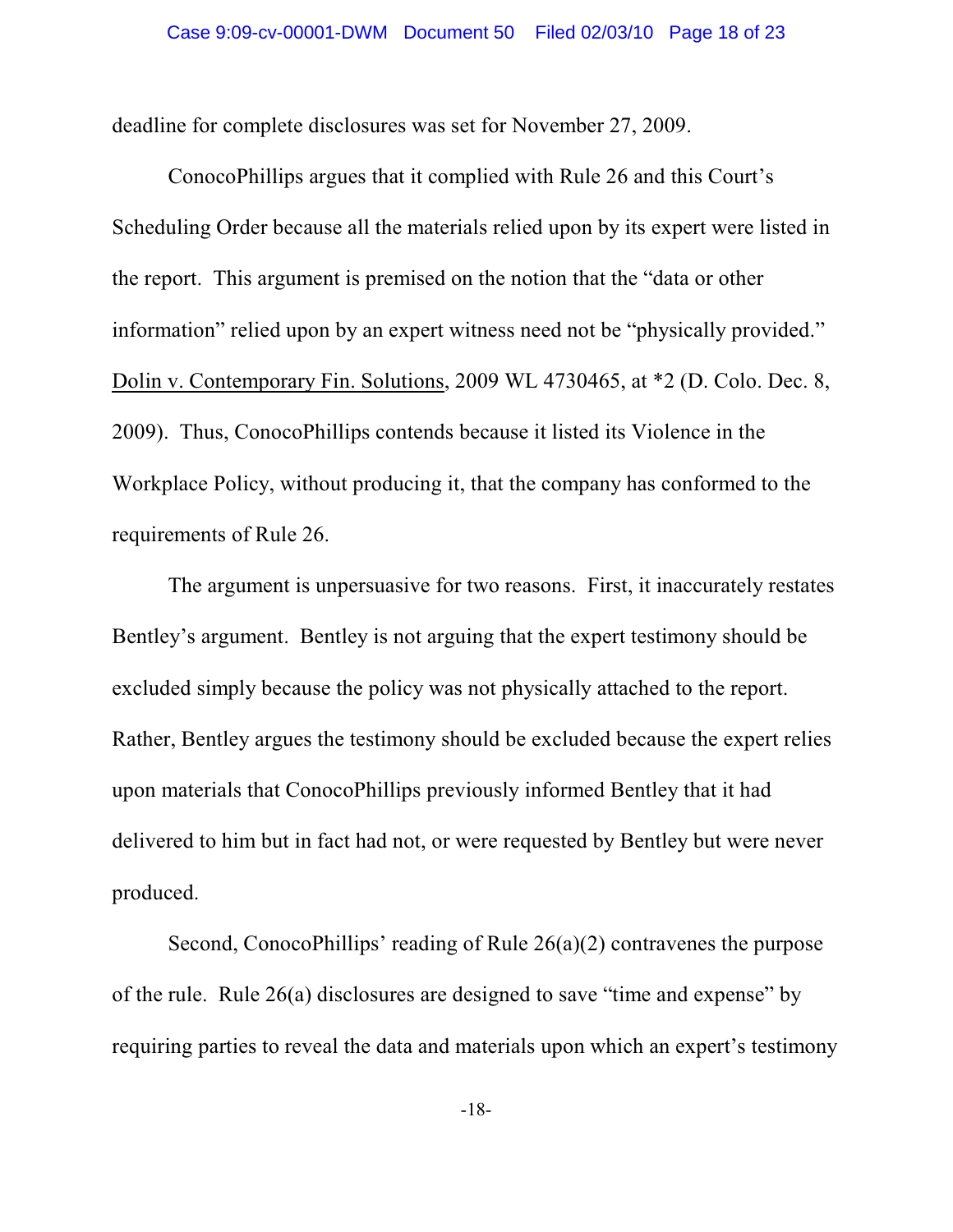deadline for complete disclosures was set for November 27, 2009.

ConocoPhillips argues that it complied with Rule 26 and this Court's Scheduling Order because all the materials relied upon by its expert were listed in the report. This argument is premised on the notion that the "data or other information" relied upon by an expert witness need not be "physically provided." Dolin v. Contemporary Fin. Solutions, 2009 WL 4730465, at *2 (D. Colo. Dec. 8, 2009). Thus, ConocoPhillips contends because it listed its Violence in the Workplace Policy, without producing it, that the company has conformed to the requirements of Rule 26.

The argument is unpersuasive for two reasons. First, it inaccurately restates Bentley's argument. Bentley is not arguing that the expert testimony should be excluded simply because the policy was not physically attached to the report. Rather, Bentley argues the testimony should be excluded because the expert relies upon materials that ConocoPhillips previously informed Bentley that it had delivered to him but in fact had not, or were requested by Bentley but were never produced.

Second, ConocoPhillips' reading of Rule 26(a)(2) contravenes the purpose of the rule. Rule 26(a) disclosures are designed to save "time and expense" by requiring parties to reveal the data and materials upon which an expert's testimony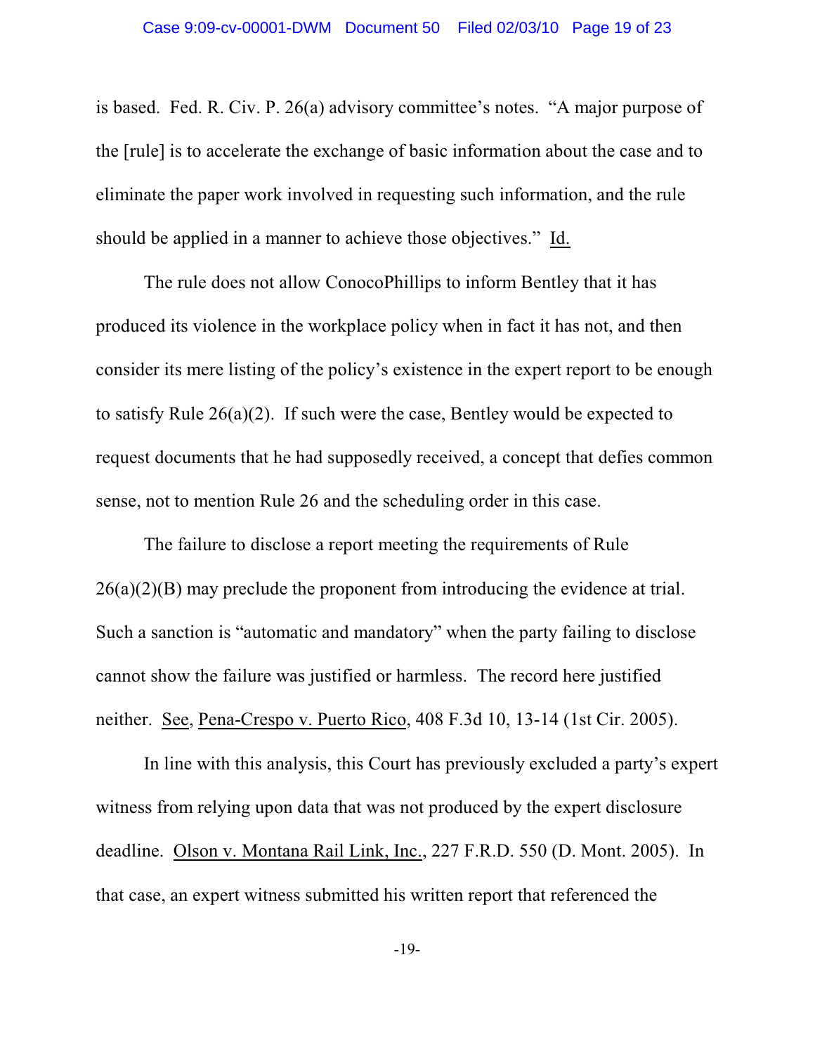is based. Fed. R. Civ. P. 26(a) advisory committee's notes. "A major purpose of the [rule] is to accelerate the exchange of basic information about the case and to eliminate the paper work involved in requesting such information, and the rule should be applied in a manner to achieve those objectives." Id.

The rule does not allow ConocoPhillips to inform Bentley that it has produced its violence in the workplace policy when in fact it has not, and then consider its mere listing of the policy's existence in the expert report to be enough to satisfy Rule 26(a)(2). If such were the case, Bentley would be expected to request documents that he had supposedly received, a concept that defies common sense, not to mention Rule 26 and the scheduling order in this case.

The failure to disclose a report meeting the requirements of Rule 26(a)(2)(B) may preclude the proponent from introducing the evidence at trial. Such a sanction is "automatic and mandatory" when the party failing to disclose cannot show the failure was justified or harmless. The record here justified neither. See, Pena-Crespo v. Puerto Rico, 408 F.3d 10, 13-14 (1st Cir. 2005).

In line with this analysis, this Court has previously excluded a party's expert witness from relying upon data that was not produced by the expert disclosure deadline. Olson v. Montana Rail Link, Inc., 227 F.R.D. 550 (D. Mont. 2005). In that case, an expert witness submitted his written report that referenced the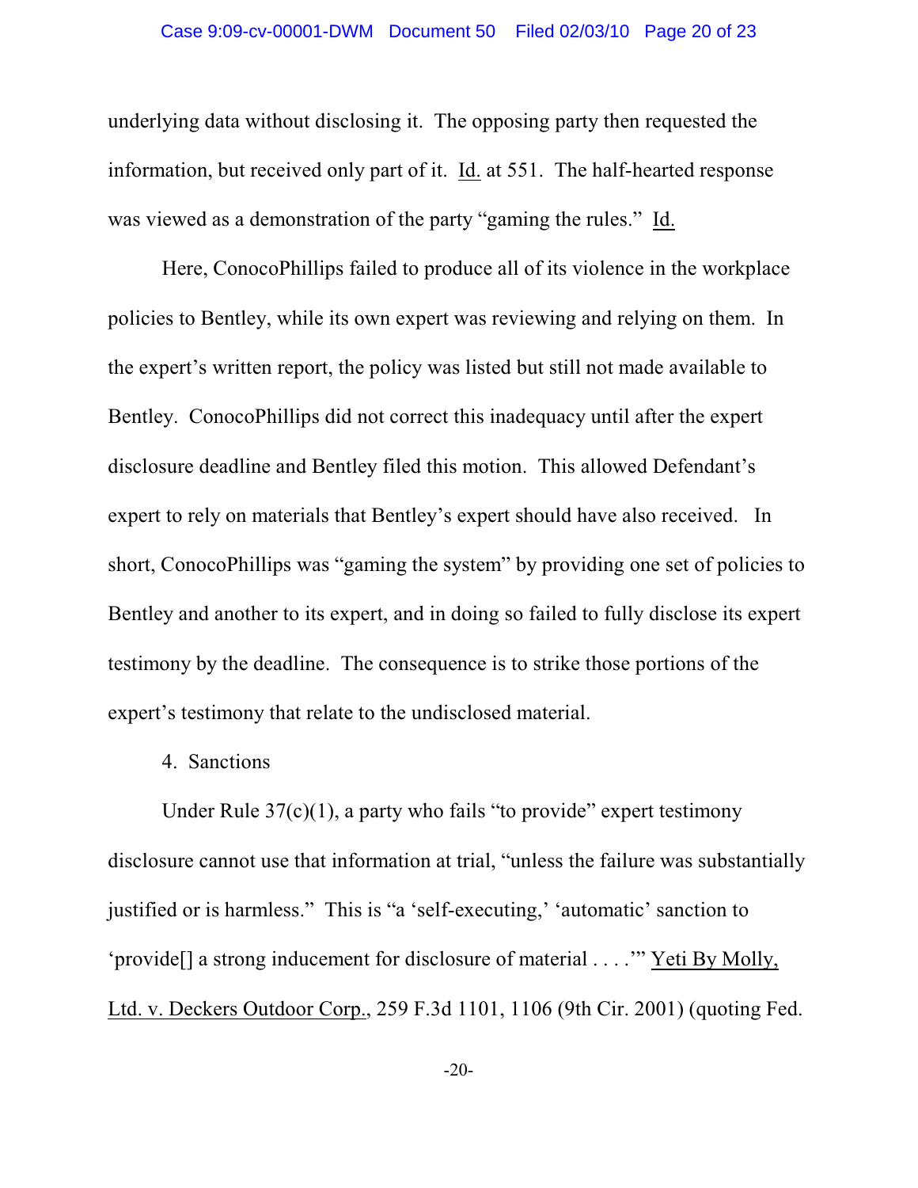underlying data without disclosing it. The opposing party then requested the information, but received only part of it. Id. at 551. The half-hearted response was viewed as a demonstration of the party "gaming the rules." Id.

Here, ConocoPhillips failed to produce all of its violence in the workplace policies to Bentley, while its own expert was reviewing and relying on them. In the expert's written report, the policy was listed but still not made available to Bentley. ConocoPhillips did not correct this inadequacy until after the expert disclosure deadline and Bentley filed this motion. This allowed Defendant's expert to rely on materials that Bentley's expert should have also received. In short, ConocoPhillips was "gaming the system" by providing one set of policies to Bentley and another to its expert, and in doing so failed to fully disclose its expert testimony by the deadline. The consequence is to strike those portions of the expert's testimony that relate to the undisclosed material.

4. Sanctions

Under Rule 37(c)(1), a party who fails "to provide" expert testimony disclosure cannot use that information at trial, "unless the failure was substantially justified or is harmless." This is "a 'self-executing,' 'automatic' sanction to 'provide[] a strong inducement for disclosure of material . . . .'" Yeti By Molly, Ltd. v. Deckers Outdoor Corp., 259 F.3d 1101, 1106 (9th Cir. 2001) (quoting Fed.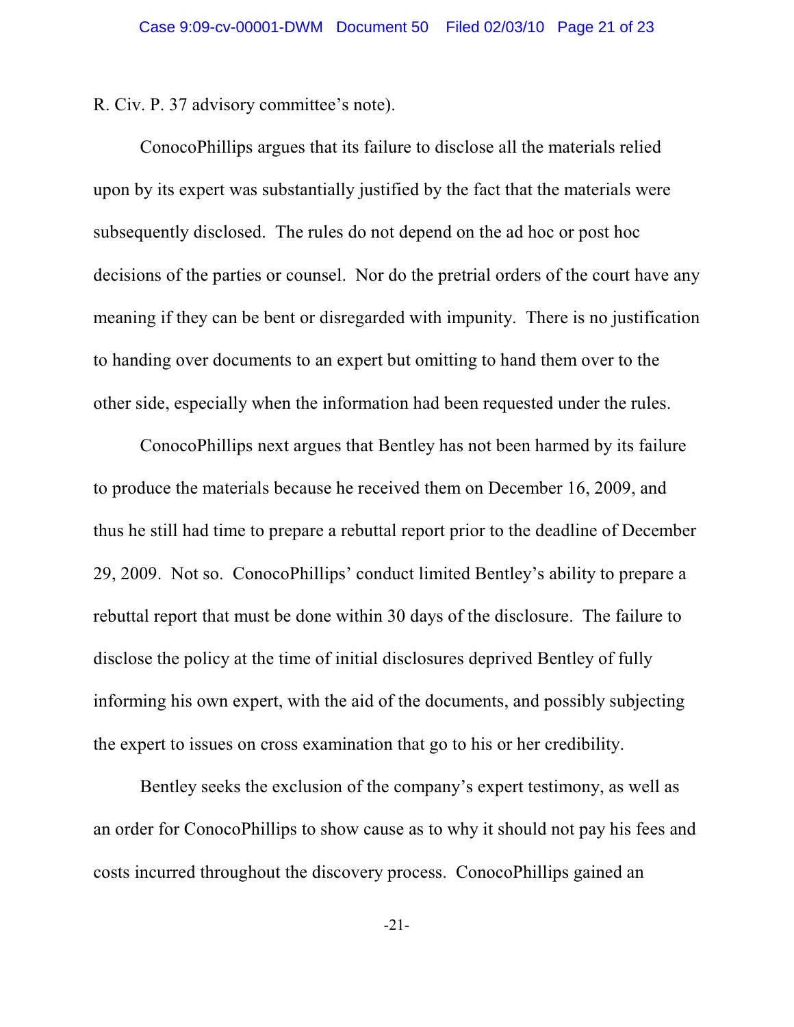R. Civ. P. 37 advisory committee's note).

ConocoPhillips argues that its failure to disclose all the materials relied upon by its expert was substantially justified by the fact that the materials were subsequently disclosed. The rules do not depend on the ad hoc or post hoc decisions of the parties or counsel. Nor do the pretrial orders of the court have any meaning if they can be bent or disregarded with impunity. There is no justification to handing over documents to an expert but omitting to hand them over to the other side, especially when the information had been requested under the rules.

ConocoPhillips next argues that Bentley has not been harmed by its failure to produce the materials because he received them on December 16, 2009, and thus he still had time to prepare a rebuttal report prior to the deadline of December 29, 2009. Not so. ConocoPhillips' conduct limited Bentley's ability to prepare a rebuttal report that must be done within 30 days of the disclosure. The failure to disclose the policy at the time of initial disclosures deprived Bentley of fully informing his own expert, with the aid of the documents, and possibly subjecting the expert to issues on cross examination that go to his or her credibility.

Bentley seeks the exclusion of the company's expert testimony, as well as an order for ConocoPhillips to show cause as to why it should not pay his fees and costs incurred throughout the discovery process. ConocoPhillips gained an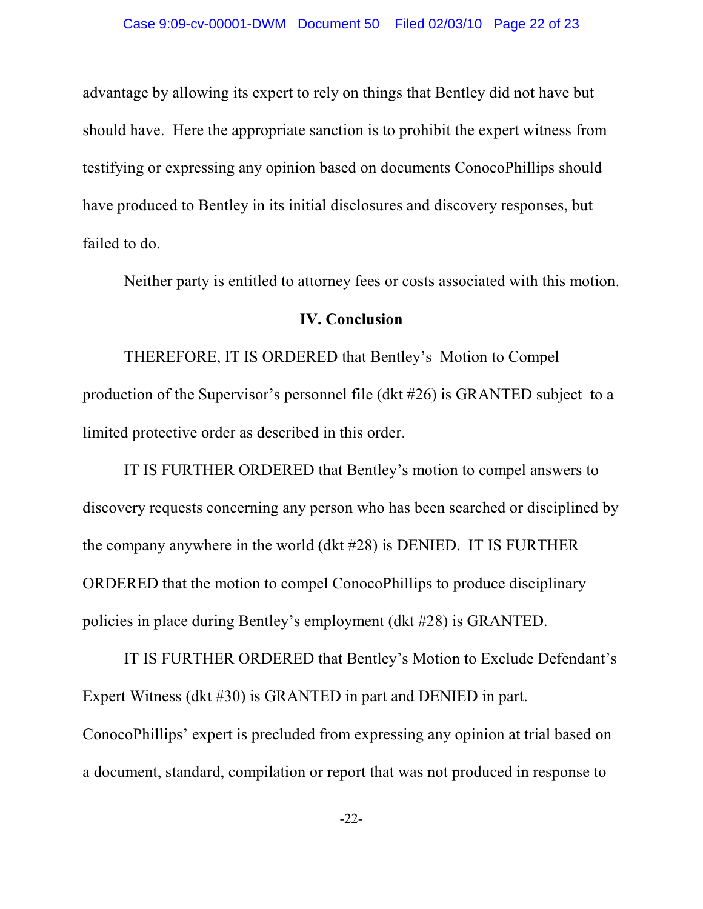advantage by allowing its expert to rely on things that Bentley did not have but should have. Here the appropriate sanction is to prohibit the expert witness from testifying or expressing any opinion based on documents ConocoPhillips should have produced to Bentley in its initial disclosures and discovery responses, but failed to do.

Neither party is entitled to attorney fees or costs associated with this motion.

## IV. Conclusion

THEREFORE, IT IS ORDERED that Bentley's Motion to Compel production of the Supervisor's personnel file (dkt #26) is GRANTED subject to a limited protective order as described in this order.

IT IS FURTHER ORDERED that Bentley's motion to compel answers to discovery requests concerning any person who has been searched or disciplined by the company anywhere in the world (dkt #28) is DENIED. IT IS FURTHER ORDERED that the motion to compel ConocoPhillips to produce disciplinary policies in place during Bentley's employment (dkt #28) is GRANTED.

IT IS FURTHER ORDERED that Bentley's Motion to Exclude Defendant's Expert Witness (dkt #30) is GRANTED in part and DENIED in part. ConocoPhillips' expert is precluded from expressing any opinion at trial based on a document, standard, compilation or report that was not produced in response to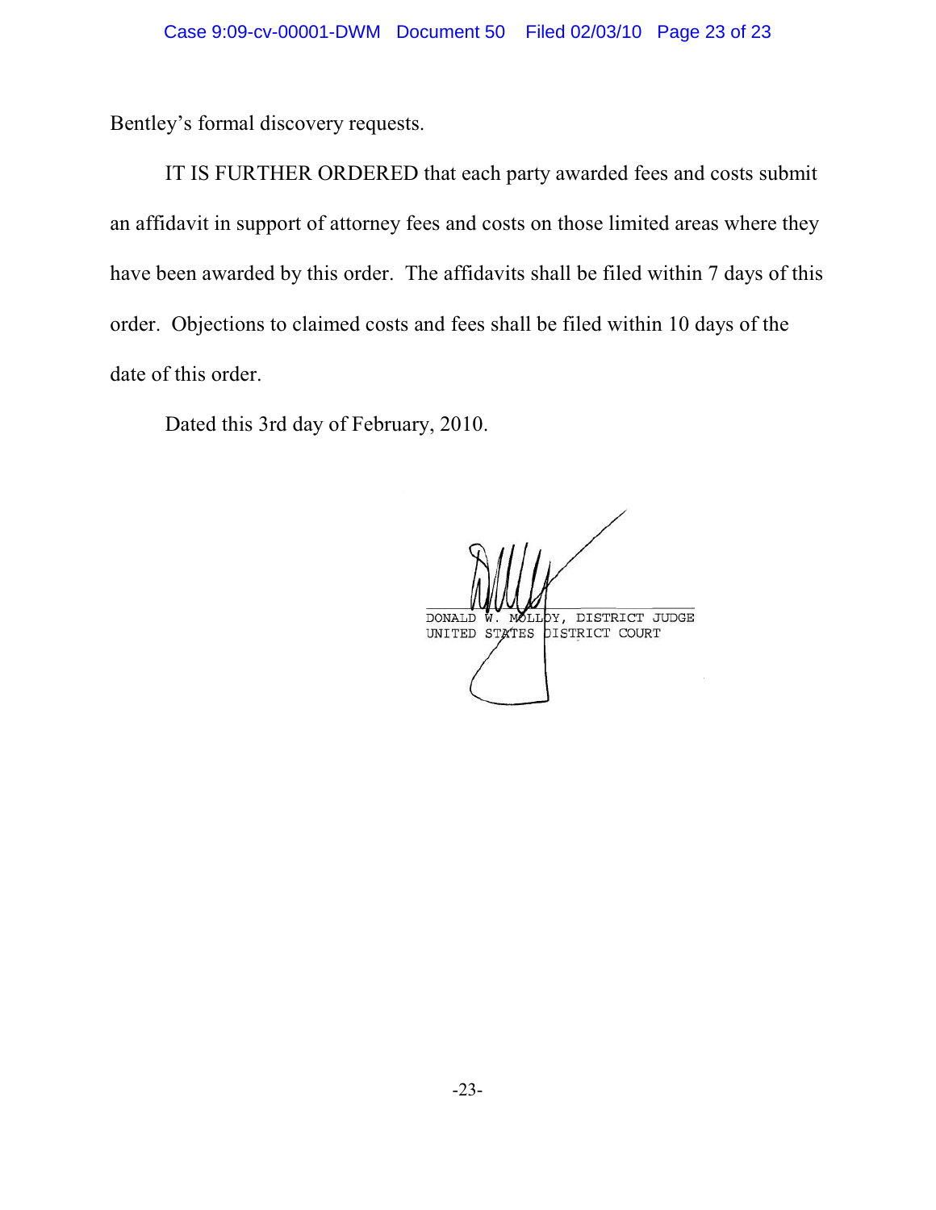Bentley's formal discovery requests.

IT IS FURTHER ORDERED that each party awarded fees and costs submit an affidavit in support of attorney fees and costs on those limited areas where they have been awarded by this order. The affidavits shall be filed within 7 days of this order. Objections to claimed costs and fees shall be filed within 10 days of the date of this order.

Dated this 3rd day of February, 2010.

DONALD W. MOLLOY, DISTRICT JUDGE
UNITED STATES DISTRICT COURT